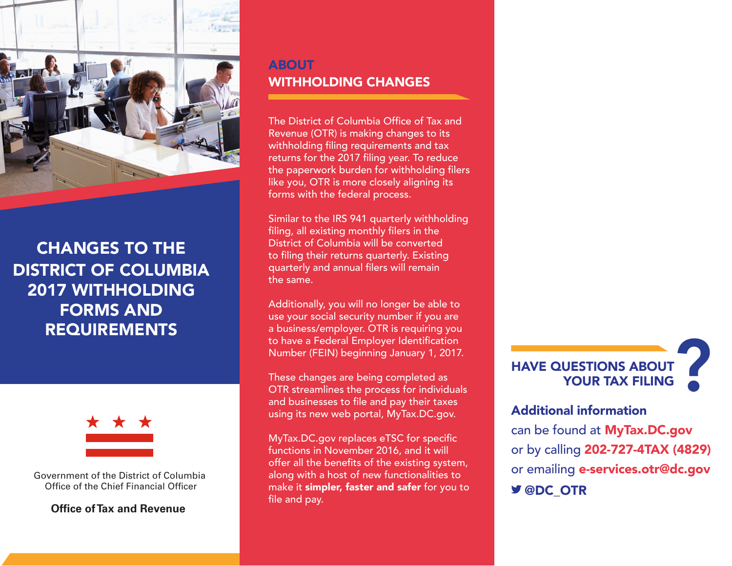# CHANGES TO THE DISTRICT OF COLUMBIA 2017 WITHHOLDING FORMS AND REQUIREMENTS

Government of the District of Columbia
Office of the Chief Financial Officer

**Office of Tax and Revenue**

## ABOUT WITHHOLDING CHANGES

The District of Columbia Office of Tax and Revenue (OTR) is making changes to its withholding filing requirements and tax returns for the 2017 filing year. To reduce the paperwork burden for withholding filers like you, OTR is more closely aligning its forms with the federal process.

Similar to the IRS 941 quarterly withholding filing, all existing monthly filers in the District of Columbia will be converted to filing their returns quarterly. Existing quarterly and annual filers will remain the same.

Additionally, you will no longer be able to use your social security number if you are a business/employer. OTR is requiring you to have a Federal Employer Identification Number (FEIN) beginning January 1, 2017.

These changes are being completed as OTR streamlines the process for individuals and businesses to file and pay their taxes using its new web portal, MyTax.DC.gov.

MyTax.DC.gov replaces eTSC for specific functions in November 2016, and it will offer all the benefits of the existing system, along with a host of new functionalities to make it **simpler, faster and safer** for you to file and pay.

## HAVE QUESTIONS ABOUT YOUR TAX FILING?

**Additional information** can be found at **MyTax.DC.gov** or by calling **202-727-4TAX (4829)** or emailing **e-services.otr@dc.gov**

**@DC_OTR**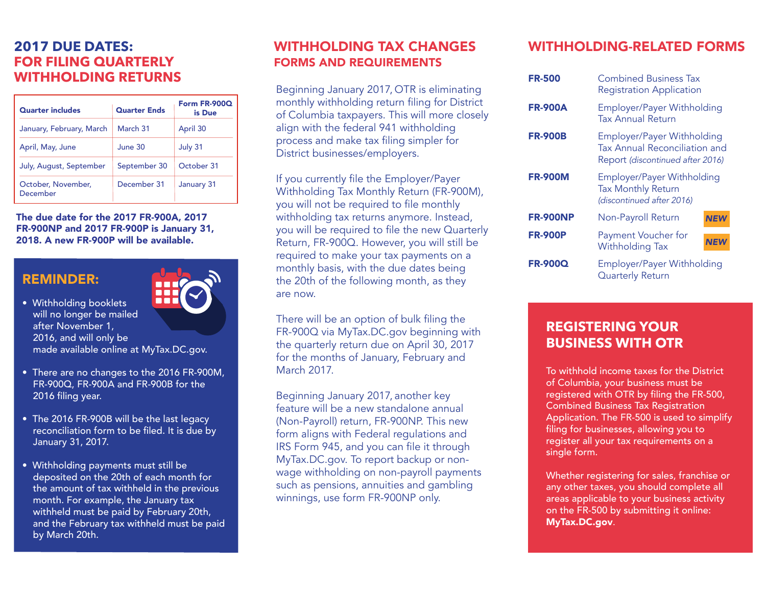## 2017 DUE DATES: FOR FILING QUARTERLY WITHHOLDING RETURNS

| Quarter includes | Quarter Ends | Form FR-900Q is Due |
|---|---|---|
| January, February, March | March 31 | April 30 |
| April, May, June | June 30 | July 31 |
| July, August, September | September 30 | October 31 |
| October, November, December | December 31 | January 31 |

**The due date for the 2017 FR-900A, 2017 FR-900NP and 2017 FR-900P is January 31, 2018. A new FR-900P will be available.**

### REMINDER:

- Withholding booklets will no longer be mailed after November 1, 2016, and will only be made available online at MyTax.DC.gov.
- There are no changes to the 2016 FR-900M, FR-900Q, FR-900A and FR-900B for the 2016 filing year.
- The 2016 FR-900B will be the last legacy reconciliation form to be filed. It is due by January 31, 2017.
- Withholding payments must still be deposited on the 20th of each month for the amount of tax withheld in the previous month. For example, the January tax withheld must be paid by February 20th, and the February tax withheld must be paid by March 20th.

## WITHHOLDING TAX CHANGES FORMS AND REQUIREMENTS

Beginning January 2017, OTR is eliminating monthly withholding return filing for District of Columbia taxpayers. This will more closely align with the federal 941 withholding process and make tax filing simpler for District businesses/employers.

If you currently file the Employer/Payer Withholding Tax Monthly Return (FR-900M), you will not be required to file monthly withholding tax returns anymore. Instead, you will be required to file the new Quarterly Return, FR-900Q. However, you will still be required to make your tax payments on a monthly basis, with the due dates being the 20th of the following month, as they are now.

There will be an option of bulk filing the FR-900Q via MyTax.DC.gov beginning with the quarterly return due on April 30, 2017 for the months of January, February and March 2017.

Beginning January 2017, another key feature will be a new standalone annual (Non-Payroll) return, FR-900NP. This new form aligns with Federal regulations and IRS Form 945, and you can file it through MyTax.DC.gov. To report backup or non-wage withholding on non-payroll payments such as pensions, annuities and gambling winnings, use form FR-900NP only.

## WITHHOLDING-RELATED FORMS

| | | |
|---|---|---|
| **FR-500** | Combined Business Tax Registration Application | |
| **FR-900A** | Employer/Payer Withholding Tax Annual Return | |
| **FR-900B** | Employer/Payer Withholding Tax Annual Reconciliation and Report *(discontinued after 2016)* | |
| **FR-900M** | Employer/Payer Withholding Tax Monthly Return *(discontinued after 2016)* | |
| **FR-900NP** | Non-Payroll Return | ***NEW*** |
| **FR-900P** | Payment Voucher for Withholding Tax | ***NEW*** |
| **FR-900Q** | Employer/Payer Withholding Quarterly Return | |

## REGISTERING YOUR BUSINESS WITH OTR

To withhold income taxes for the District of Columbia, your business must be registered with OTR by filing the FR-500, Combined Business Tax Registration Application. The FR-500 is used to simplify filing for businesses, allowing you to register all your tax requirements on a single form.

Whether registering for sales, franchise or any other taxes, you should complete all areas applicable to your business activity on the FR-500 by submitting it online: **MyTax.DC.gov**.